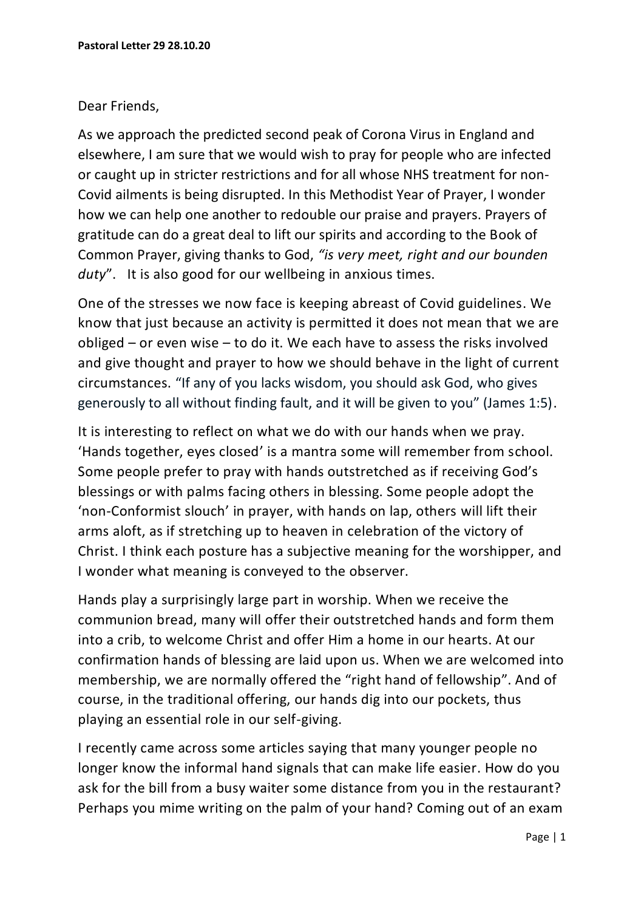**Pastoral Letter 29 28.10.20**

Dear Friends,

As we approach the predicted second peak of Corona Virus in England and elsewhere, I am sure that we would wish to pray for people who are infected or caught up in stricter restrictions and for all whose NHS treatment for non-Covid ailments is being disrupted. In this Methodist Year of Prayer, I wonder how we can help one another to redouble our praise and prayers. Prayers of gratitude can do a great deal to lift our spirits and according to the Book of Common Prayer, giving thanks to God, *"is very meet, right and our bounden duty*". It is also good for our wellbeing in anxious times.

One of the stresses we now face is keeping abreast of Covid guidelines. We know that just because an activity is permitted it does not mean that we are obliged – or even wise – to do it. We each have to assess the risks involved and give thought and prayer to how we should behave in the light of current circumstances. "If any of you lacks wisdom, you should ask God, who gives generously to all without finding fault, and it will be given to you" (James 1:5).

It is interesting to reflect on what we do with our hands when we pray. 'Hands together, eyes closed' is a mantra some will remember from school. Some people prefer to pray with hands outstretched as if receiving God's blessings or with palms facing others in blessing. Some people adopt the 'non-Conformist slouch' in prayer, with hands on lap, others will lift their arms aloft, as if stretching up to heaven in celebration of the victory of Christ. I think each posture has a subjective meaning for the worshipper, and I wonder what meaning is conveyed to the observer.

Hands play a surprisingly large part in worship. When we receive the communion bread, many will offer their outstretched hands and form them into a crib, to welcome Christ and offer Him a home in our hearts. At our confirmation hands of blessing are laid upon us. When we are welcomed into membership, we are normally offered the "right hand of fellowship". And of course, in the traditional offering, our hands dig into our pockets, thus playing an essential role in our self-giving.

I recently came across some articles saying that many younger people no longer know the informal hand signals that can make life easier. How do you ask for the bill from a busy waiter some distance from you in the restaurant? Perhaps you mime writing on the palm of your hand? Coming out of an exam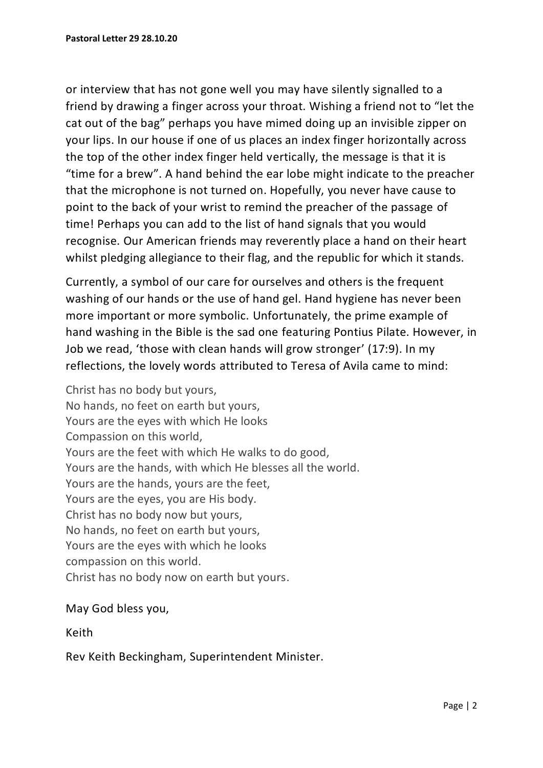or interview that has not gone well you may have silently signalled to a friend by drawing a finger across your throat. Wishing a friend not to "let the cat out of the bag" perhaps you have mimed doing up an invisible zipper on your lips. In our house if one of us places an index finger horizontally across the top of the other index finger held vertically, the message is that it is "time for a brew". A hand behind the ear lobe might indicate to the preacher that the microphone is not turned on. Hopefully, you never have cause to point to the back of your wrist to remind the preacher of the passage of time! Perhaps you can add to the list of hand signals that you would recognise. Our American friends may reverently place a hand on their heart whilst pledging allegiance to their flag, and the republic for which it stands.

Currently, a symbol of our care for ourselves and others is the frequent washing of our hands or the use of hand gel. Hand hygiene has never been more important or more symbolic. Unfortunately, the prime example of hand washing in the Bible is the sad one featuring Pontius Pilate. However, in Job we read, 'those with clean hands will grow stronger' (17:9). In my reflections, the lovely words attributed to Teresa of Avila came to mind:

Christ has no body but yours,  
No hands, no feet on earth but yours,  
Yours are the eyes with which He looks  
Compassion on this world,  
Yours are the feet with which He walks to do good,  
Yours are the hands, with which He blesses all the world.  
Yours are the hands, yours are the feet,  
Yours are the eyes, you are His body.  
Christ has no body now but yours,  
No hands, no feet on earth but yours,  
Yours are the eyes with which he looks  
compassion on this world.  
Christ has no body now on earth but yours.

May God bless you,

Keith

Rev Keith Beckingham, Superintendent Minister.